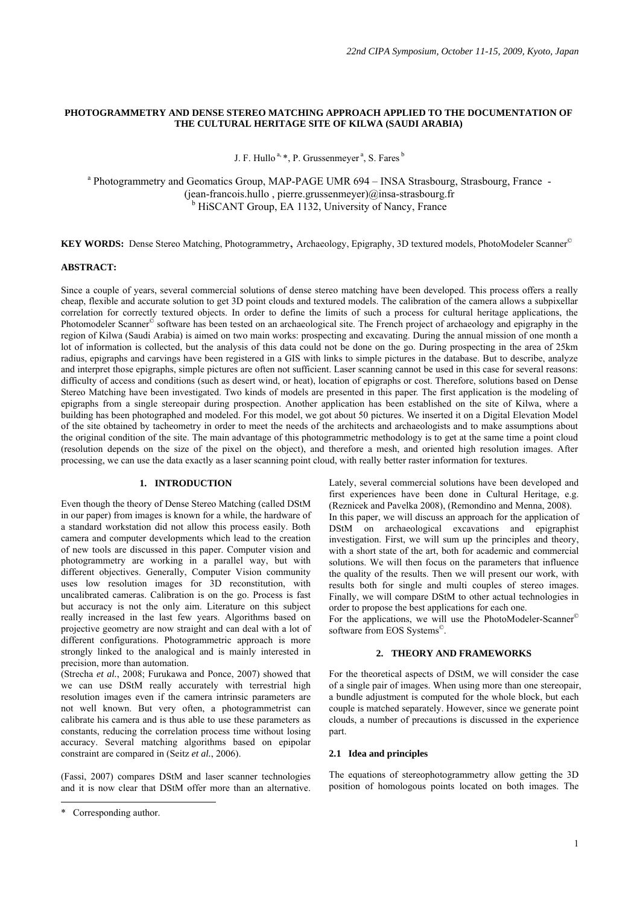# PHOTOGRAMMETRY AND DENSE STEREO MATCHING APPROACH APPLIED TO THE DOCUMENTATION OF THE CULTURAL HERITAGE SITE OF KILWA (SAUDI ARABIA)

J. F. Hullo [a, *], P. Grussenmeyer [a], S. Fares [b]

[a] Photogrammetry and Geomatics Group, MAP-PAGE UMR 694 – INSA Strasbourg, Strasbourg, France - (jean-francois.hullo , pierre.grussenmeyer)@insa-strasbourg.fr
[b] HiSCANT Group, EA 1132, University of Nancy, France

**KEY WORDS:** Dense Stereo Matching, Photogrammetry, Archaeology, Epigraphy, 3D textured models, PhotoModeler Scanner©

**ABSTRACT:**

Since a couple of years, several commercial solutions of dense stereo matching have been developed. This process offers a really cheap, flexible and accurate solution to get 3D point clouds and textured models. The calibration of the camera allows a subpixellar correlation for correctly textured objects. In order to define the limits of such a process for cultural heritage applications, the Photomodeler Scanner© software has been tested on an archaeological site. The French project of archaeology and epigraphy in the region of Kilwa (Saudi Arabia) is aimed on two main works: prospecting and excavating. During the annual mission of one month a lot of information is collected, but the analysis of this data could not be done on the go. During prospecting in the area of 25km radius, epigraphs and carvings have been registered in a GIS with links to simple pictures in the database. But to describe, analyze and interpret those epigraphs, simple pictures are often not sufficient. Laser scanning cannot be used in this case for several reasons: difficulty of access and conditions (such as desert wind, or heat), location of epigraphs or cost. Therefore, solutions based on Dense Stereo Matching have been investigated. Two kinds of models are presented in this paper. The first application is the modeling of epigraphs from a single stereopair during prospection. Another application has been established on the site of Kilwa, where a building has been photographed and modeled. For this model, we got about 50 pictures. We inserted it on a Digital Elevation Model of the site obtained by tacheometry in order to meet the needs of the architects and archaeologists and to make assumptions about the original condition of the site. The main advantage of this photogrammetric methodology is to get at the same time a point cloud (resolution depends on the size of the pixel on the object), and therefore a mesh, and oriented high resolution images. After processing, we can use the data exactly as a laser scanning point cloud, with really better raster information for textures.

## 1. INTRODUCTION

Even though the theory of Dense Stereo Matching (called DStM in our paper) from images is known for a while, the hardware of a standard workstation did not allow this process easily. Both camera and computer developments which lead to the creation of new tools are discussed in this paper. Computer vision and photogrammetry are working in a parallel way, but with different objectives. Generally, Computer Vision community uses low resolution images for 3D reconstitution, with uncalibrated cameras. Calibration is on the go. Process is fast but accuracy is not the only aim. Literature on this subject really increased in the last few years. Algorithms based on projective geometry are now straight and can deal with a lot of different configurations. Photogrammetric approach is more strongly linked to the analogical and is mainly interested in precision, more than automation.

(Strecha *et al.*, 2008; Furukawa and Ponce, 2007) showed that we can use DStM really accurately with terrestrial high resolution images even if the camera intrinsic parameters are not well known. But very often, a photogrammetrist can calibrate his camera and is thus able to use these parameters as constants, reducing the correlation process time without losing accuracy. Several matching algorithms based on epipolar constraint are compared in (Seitz *et al.*, 2006).

(Fassi, 2007) compares DStM and laser scanner technologies and it is now clear that DStM offer more than an alternative. Lately, several commercial solutions have been developed and first experiences have been done in Cultural Heritage, e.g. (Reznicek and Pavelka 2008), (Remondino and Menna, 2008).

In this paper, we will discuss an approach for the application of DStM on archaeological excavations and epigraphist investigation. First, we will sum up the principles and theory, with a short state of the art, both for academic and commercial solutions. We will then focus on the parameters that influence the quality of the results. Then we will present our work, with results both for single and multi couples of stereo images. Finally, we will compare DStM to other actual technologies in order to propose the best applications for each one.

For the applications, we will use the PhotoModeler-Scanner© software from EOS Systems©.

## 2. THEORY AND FRAMEWORKS

For the theoretical aspects of DStM, we will consider the case of a single pair of images. When using more than one stereopair, a bundle adjustment is computed for the whole block, but each couple is matched separately. However, since we generate point clouds, a number of precautions is discussed in the experience part.

### 2.1 Idea and principles

The equations of stereophotogrammetry allow getting the 3D position of homologous points located on both images. The

\* Corresponding author.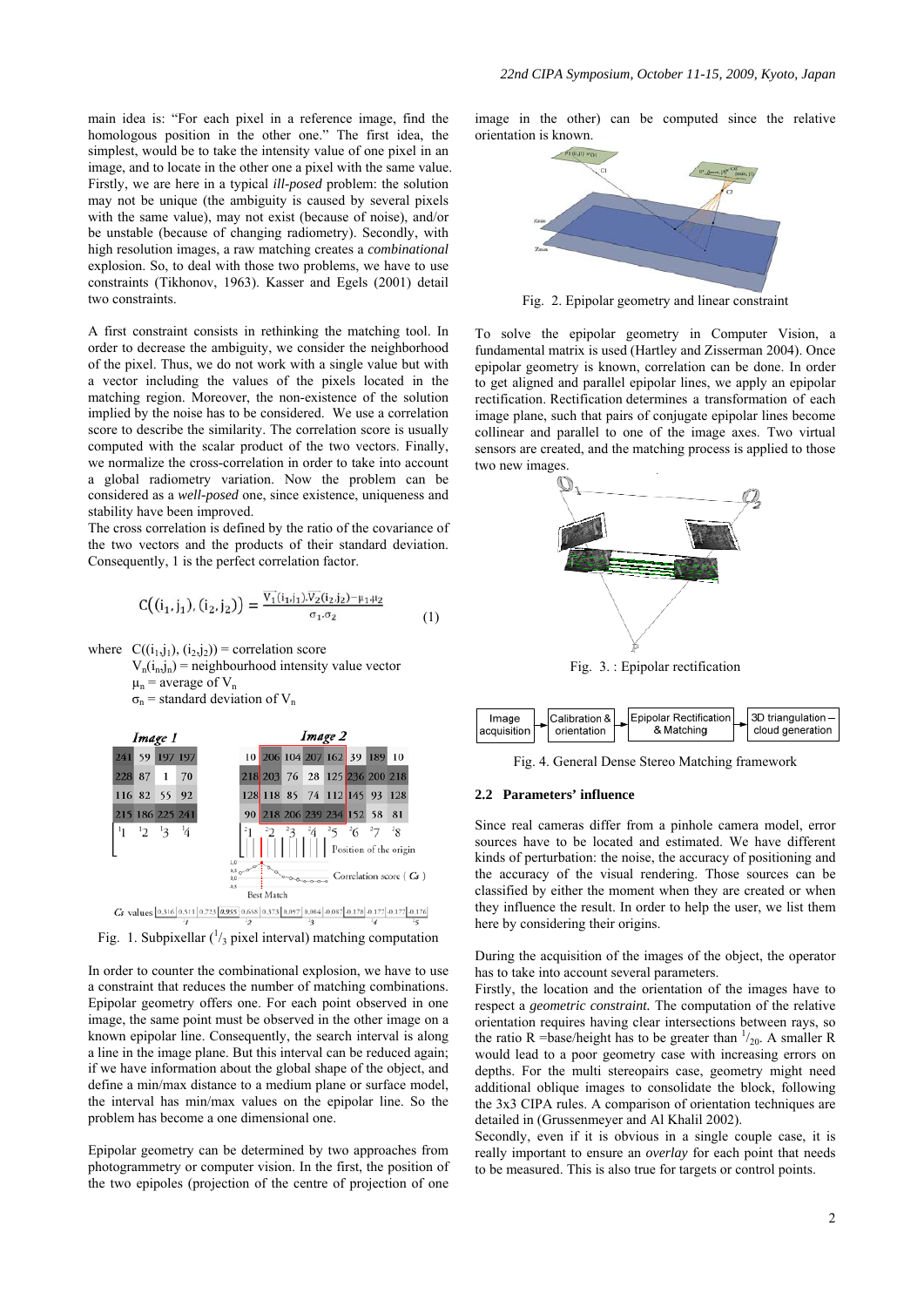main idea is: "For each pixel in a reference image, find the homologous position in the other one." The first idea, the simplest, would be to take the intensity value of one pixel in an image, and to locate in the other one a pixel with the same value. Firstly, we are here in a typical *ill-posed* problem: the solution may not be unique (the ambiguity is caused by several pixels with the same value), may not exist (because of noise), and/or be unstable (because of changing radiometry). Secondly, with high resolution images, a raw matching creates a *combinational* explosion. So, to deal with those two problems, we have to use constraints (Tikhonov, 1963). Kasser and Egels (2001) detail two constraints.

A first constraint consists in rethinking the matching tool. In order to decrease the ambiguity, we consider the neighborhood of the pixel. Thus, we do not work with a single value but with a vector including the values of the pixels located in the matching region. Moreover, the non-existence of the solution implied by the noise has to be considered. We use a correlation score to describe the similarity. The correlation score is usually computed with the scalar product of the two vectors. Finally, we normalize the cross-correlation in order to take into account a global radiometry variation. Now the problem can be considered as a *well-posed* one, since existence, uniqueness and stability have been improved.

The cross correlation is defined by the ratio of the covariance of the two vectors and the products of their standard deviation. Consequently, 1 is the perfect correlation factor.

$$C\big((i_1,j_1),(i_2,j_2)\big) = \frac{\overline{V_1}(i_1,j_1).\overline{V_2}(i_2,j_2) - \mu_1.\mu_2}{\sigma_1.\sigma_2} \qquad (1)$$

where $C((i_1,j_1),(i_2,j_2))$ = correlation score
$V_n(i_n,j_n)$ = neighbourhood intensity value vector
$\mu_n$ = average of $V_n$
$\sigma_n$ = standard deviation of $V_n$

Fig. 1. Subpixellar ($^1/_3$ pixel interval) matching computation

In order to counter the combinational explosion, we have to use a constraint that reduces the number of matching combinations. Epipolar geometry offers one. For each point observed in one image, the same point must be observed in the other image on a known epipolar line. Consequently, the search interval is along a line in the image plane. But this interval can be reduced again; if we have information about the global shape of the object, and define a min/max distance to a medium plane or surface model, the interval has min/max values on the epipolar line. So the problem has become a one dimensional one.

Epipolar geometry can be determined by two approaches from photogrammetry or computer vision. In the first, the position of the two epipoles (projection of the centre of projection of one image in the other) can be computed since the relative orientation is known.

Fig. 2. Epipolar geometry and linear constraint

To solve the epipolar geometry in Computer Vision, a fundamental matrix is used (Hartley and Zisserman 2004). Once epipolar geometry is known, correlation can be done. In order to get aligned and parallel epipolar lines, we apply an epipolar rectification. Rectification determines a transformation of each image plane, such that pairs of conjugate epipolar lines become collinear and parallel to one of the image axes. Two virtual sensors are created, and the matching process is applied to those two new images.

Fig. 3. : Epipolar rectification

Fig. 4. General Dense Stereo Matching framework

## 2.2 Parameters' influence

Since real cameras differ from a pinhole camera model, error sources have to be located and estimated. We have different kinds of perturbation: the noise, the accuracy of positioning and the accuracy of the visual rendering. Those sources can be classified by either the moment when they are created or when they influence the result. In order to help the user, we list them here by considering their origins.

During the acquisition of the images of the object, the operator has to take into account several parameters.

Firstly, the location and the orientation of the images have to respect a *geometric constraint.* The computation of the relative orientation requires having clear intersections between rays, so the ratio R =base/height has to be greater than $^1/_{20}$. A smaller R would lead to a poor geometry case with increasing errors on depths. For the multi stereopairs case, geometry might need additional oblique images to consolidate the block, following the 3x3 CIPA rules. A comparison of orientation techniques are detailed in (Grussenmeyer and Al Khalil 2002).

Secondly, even if it is obvious in a single couple case, it is really important to ensure an *overlay* for each point that needs to be measured. This is also true for targets or control points.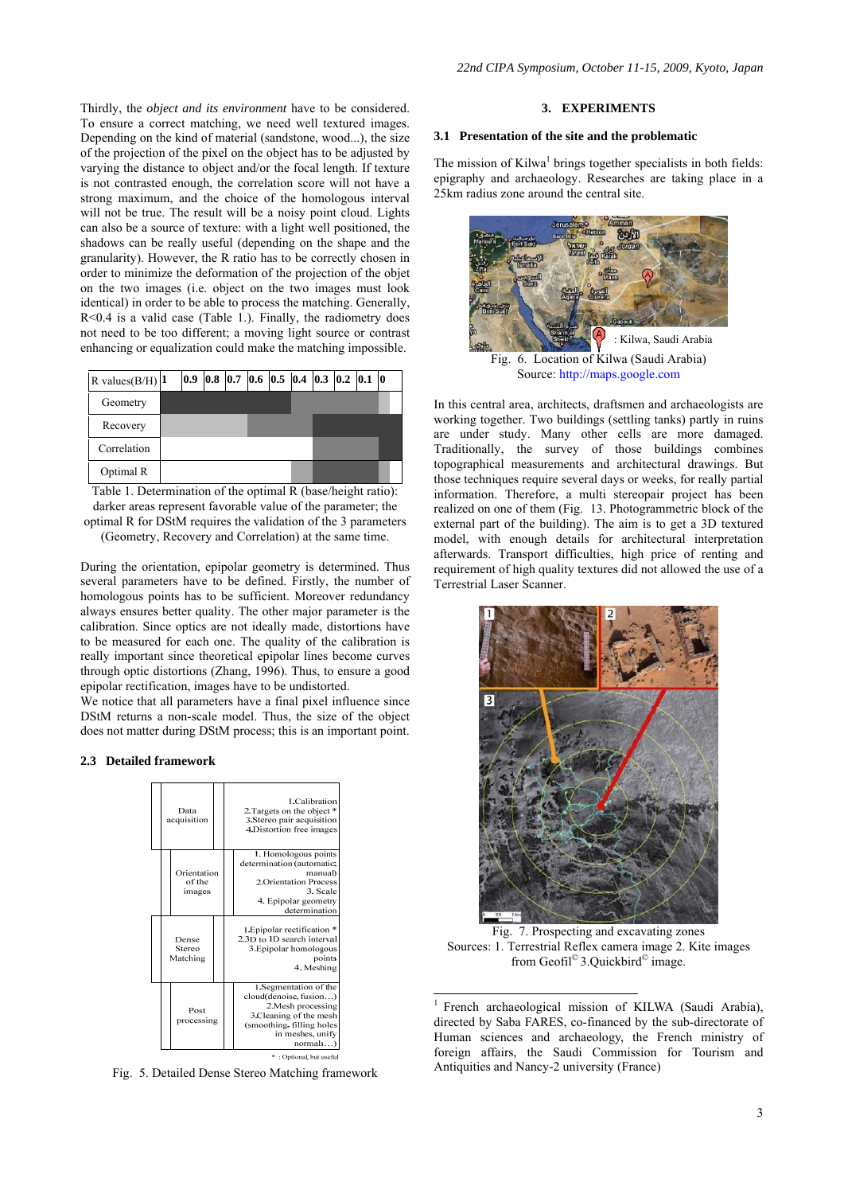Thirdly, the *object and its environment* have to be considered. To ensure a correct matching, we need well textured images. Depending on the kind of material (sandstone, wood...), the size of the projection of the pixel on the object has to be adjusted by varying the distance to object and/or the focal length. If texture is not contrasted enough, the correlation score will not have a strong maximum, and the choice of the homologous interval will not be true. The result will be a noisy point cloud. Lights can also be a source of texture: with a light well positioned, the shadows can be really useful (depending on the shape and the granularity). However, the R ratio has to be correctly chosen in order to minimize the deformation of the projection of the objet on the two images (i.e. object on the two images must look identical) in order to be able to process the matching. Generally, R<0.4 is a valid case (Table 1.). Finally, the radiometry does not need to be too different; a moving light source or contrast enhancing or equalization could make the matching impossible.

| R values(B/H) | 1 | 0.9 | 0.8 | 0.7 | 0.6 | 0.5 | 0.4 | 0.3 | 0.2 | 0.1 | 0 |
|---|---|---|---|---|---|---|---|---|---|---|---|
| Geometry | | | | | | | | | | | |
| Recovery | | | | | | | | | | | |
| Correlation | | | | | | | | | | | |
| Optimal R | | | | | | | | | | | |

Table 1. Determination of the optimal R (base/height ratio): darker areas represent favorable value of the parameter; the optimal R for DStM requires the validation of the 3 parameters (Geometry, Recovery and Correlation) at the same time.

During the orientation, epipolar geometry is determined. Thus several parameters have to be defined. Firstly, the number of homologous points has to be sufficient. Moreover redundancy always ensures better quality. The other major parameter is the calibration. Since optics are not ideally made, distortions have to be measured for each one. The quality of the calibration is really important since theoretical epipolar lines become curves through optic distortions (Zhang, 1996). Thus, to ensure a good epipolar rectification, images have to be undistorted.
We notice that all parameters have a final pixel influence since DStM returns a non-scale model. Thus, the size of the object does not matter during DStM process; this is an important point.

### 2.3 Detailed framework

| Step | Tasks |
|---|---|
| Data acquisition | 1.Calibration<br>2.Targets on the object *<br>3.Stereo pair acquisition<br>4.Distortion free images |
| Orientation of the images | 1. Homologous points determination (automatic, manual)<br>2.Orientation Process<br>3. Scale<br>4. Epipolar geometry determination |
| Dense Stereo Matching | 1.Epipolar rectification *<br>2.3D to 1D search interval<br>3.Epipolar homologous points<br>4. Meshing |
| Post processing | 1.Segmentation of the cloud(denoise, fusion…)<br>2.Mesh processing<br>3.Cleaning of the mesh (smoothing, filling holes in meshes, unify normals…) |

\* : Optional, but useful

Fig. 5. Detailed Dense Stereo Matching framework

## 3. EXPERIMENTS

### 3.1 Presentation of the site and the problematic

The mission of Kilwa[1] brings together specialists in both fields: epigraphy and archaeology. Researches are taking place in a 25km radius zone around the central site.

: Kilwa, Saudi Arabia

Fig. 6. Location of Kilwa (Saudi Arabia)
Source: http://maps.google.com

In this central area, architects, draftsmen and archaeologists are working together. Two buildings (settling tanks) partly in ruins are under study. Many other cells are more damaged. Traditionally, the survey of those buildings combines topographical measurements and architectural drawings. But those techniques require several days or weeks, for really partial information. Therefore, a multi stereopair project has been realized on one of them (Fig. 13. Photogrammetric block of the external part of the building). The aim is to get a 3D textured model, with enough details for architectural interpretation afterwards. Transport difficulties, high price of renting and requirement of high quality textures did not allowed the use of a Terrestrial Laser Scanner.

Fig. 7. Prospecting and excavating zones
Sources: 1. Terrestrial Reflex camera image 2. Kite images from Geofil© 3.Quickbird© image.

[1] French archaeological mission of KILWA (Saudi Arabia), directed by Saba FARES, co-financed by the sub-directorate of Human sciences and archaeology, the French ministry of foreign affairs, the Saudi Commission for Tourism and Antiquities and Nancy-2 university (France)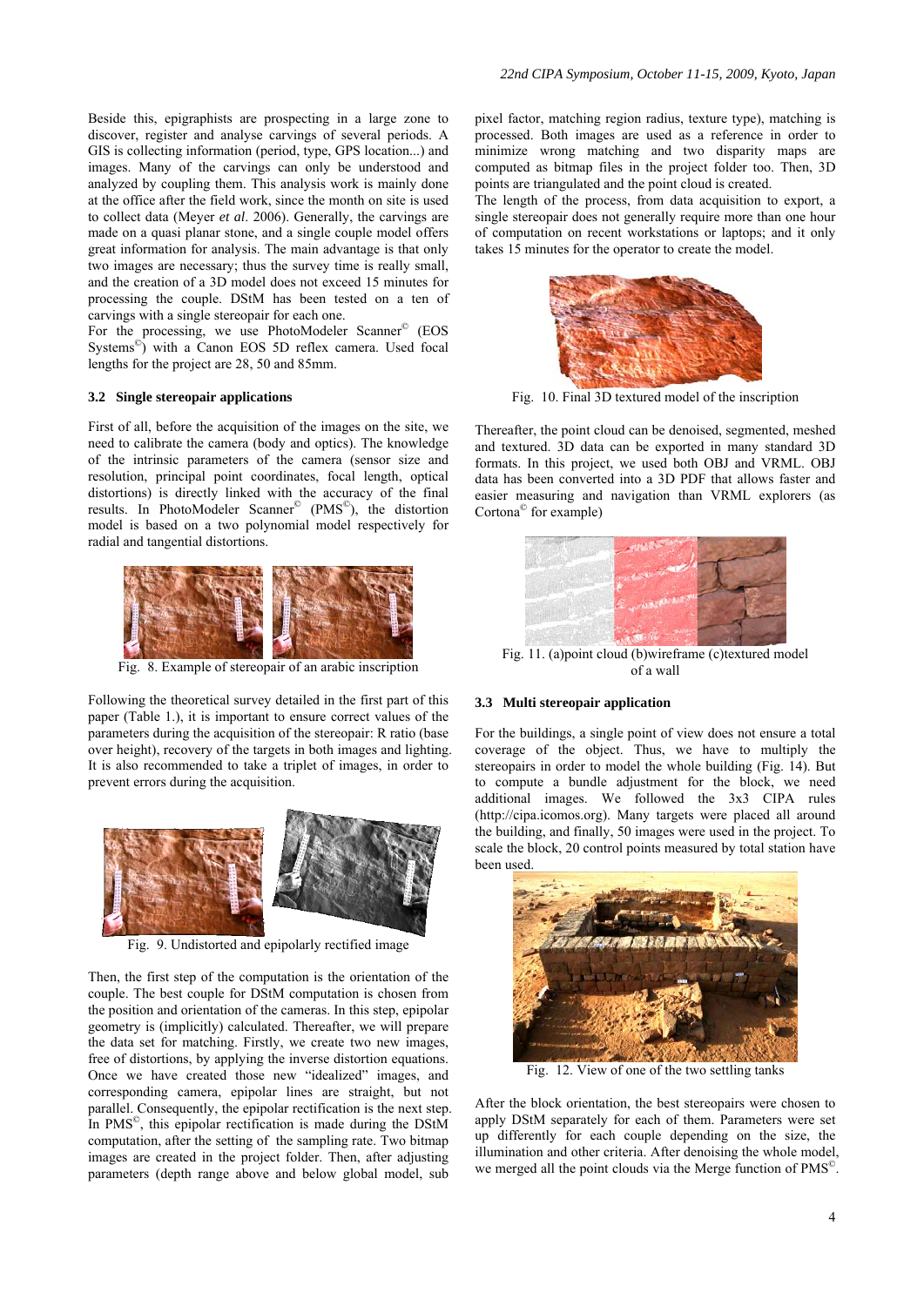Beside this, epigraphists are prospecting in a large zone to discover, register and analyse carvings of several periods. A GIS is collecting information (period, type, GPS location...) and images. Many of the carvings can only be understood and analyzed by coupling them. This analysis work is mainly done at the office after the field work, since the month on site is used to collect data (Meyer *et al*. 2006). Generally, the carvings are made on a quasi planar stone, and a single couple model offers great information for analysis. The main advantage is that only two images are necessary; thus the survey time is really small, and the creation of a 3D model does not exceed 15 minutes for processing the couple. DStM has been tested on a ten of carvings with a single stereopair for each one.

For the processing, we use PhotoModeler Scanner© (EOS Systems©) with a Canon EOS 5D reflex camera. Used focal lengths for the project are 28, 50 and 85mm.

### 3.2 Single stereopair applications

First of all, before the acquisition of the images on the site, we need to calibrate the camera (body and optics). The knowledge of the intrinsic parameters of the camera (sensor size and resolution, principal point coordinates, focal length, optical distortions) is directly linked with the accuracy of the final results. In PhotoModeler Scanner© (PMS©), the distortion model is based on a two polynomial model respectively for radial and tangential distortions.

Fig. 8. Example of stereopair of an arabic inscription

Following the theoretical survey detailed in the first part of this paper (Table 1.), it is important to ensure correct values of the parameters during the acquisition of the stereopair: R ratio (base over height), recovery of the targets in both images and lighting. It is also recommended to take a triplet of images, in order to prevent errors during the acquisition.

Fig. 9. Undistorted and epipolarly rectified image

Then, the first step of the computation is the orientation of the couple. The best couple for DStM computation is chosen from the position and orientation of the cameras. In this step, epipolar geometry is (implicitly) calculated. Thereafter, we will prepare the data set for matching. Firstly, we create two new images, free of distortions, by applying the inverse distortion equations. Once we have created those new "idealized" images, and corresponding camera, epipolar lines are straight, but not parallel. Consequently, the epipolar rectification is the next step. In PMS©, this epipolar rectification is made during the DStM computation, after the setting of the sampling rate. Two bitmap images are created in the project folder. Then, after adjusting parameters (depth range above and below global model, sub pixel factor, matching region radius, texture type), matching is processed. Both images are used as a reference in order to minimize wrong matching and two disparity maps are computed as bitmap files in the project folder too. Then, 3D points are triangulated and the point cloud is created.

The length of the process, from data acquisition to export, a single stereopair does not generally require more than one hour of computation on recent workstations or laptops; and it only takes 15 minutes for the operator to create the model.

Fig. 10. Final 3D textured model of the inscription

Thereafter, the point cloud can be denoised, segmented, meshed and textured. 3D data can be exported in many standard 3D formats. In this project, we used both OBJ and VRML. OBJ data has been converted into a 3D PDF that allows faster and easier measuring and navigation than VRML explorers (as Cortona© for example)

Fig. 11. (a)point cloud (b)wireframe (c)textured model of a wall

### 3.3 Multi stereopair application

For the buildings, a single point of view does not ensure a total coverage of the object. Thus, we have to multiply the stereopairs in order to model the whole building (Fig. 14). But to compute a bundle adjustment for the block, we need additional images. We followed the 3x3 CIPA rules (http://cipa.icomos.org). Many targets were placed all around the building, and finally, 50 images were used in the project. To scale the block, 20 control points measured by total station have been used.

Fig. 12. View of one of the two settling tanks

After the block orientation, the best stereopairs were chosen to apply DStM separately for each of them. Parameters were set up differently for each couple depending on the size, the illumination and other criteria. After denoising the whole model, we merged all the point clouds via the Merge function of PMS©.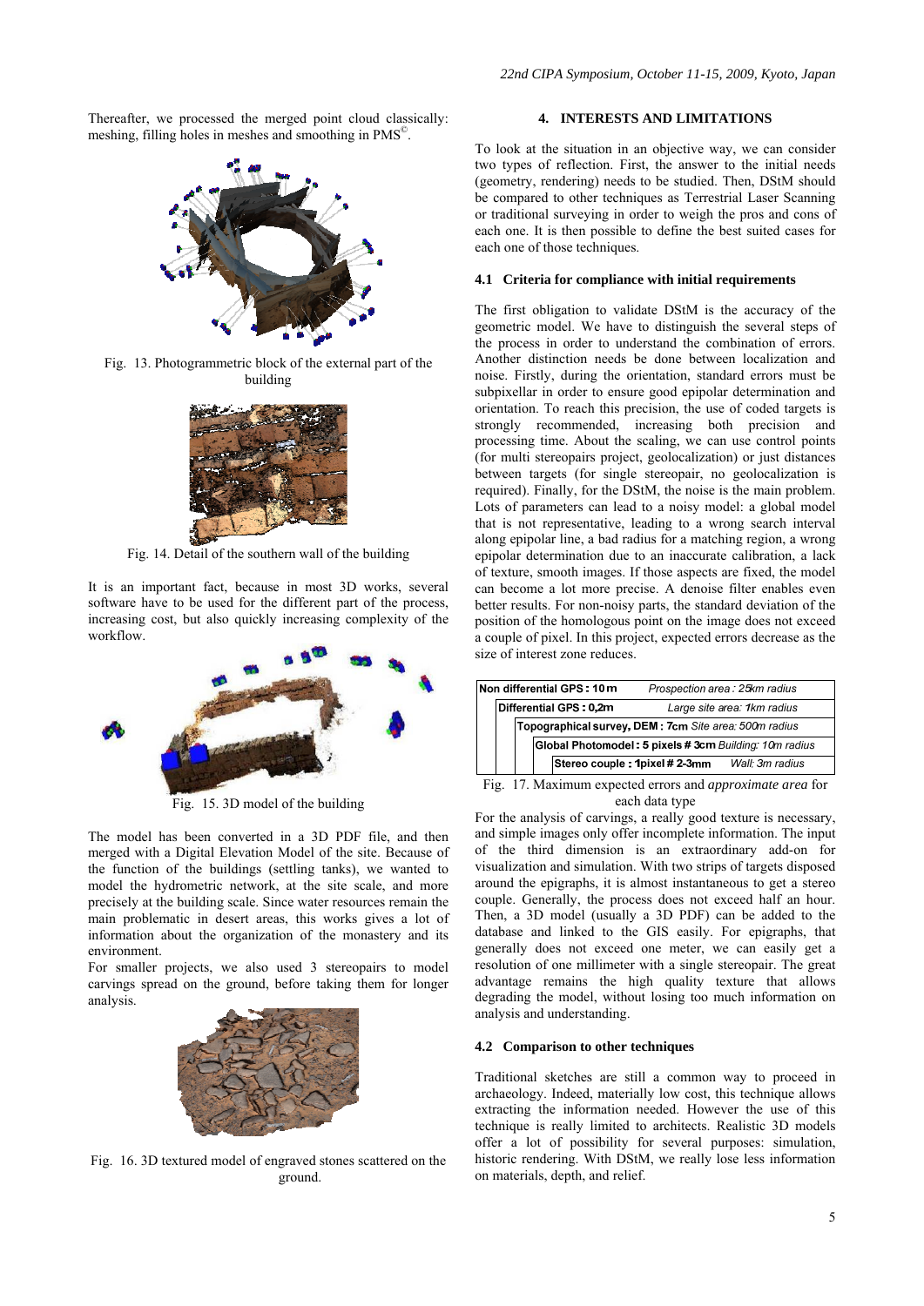Thereafter, we processed the merged point cloud classically: meshing, filling holes in meshes and smoothing in PMS©.

Fig. 13. Photogrammetric block of the external part of the building

Fig. 14. Detail of the southern wall of the building

It is an important fact, because in most 3D works, several software have to be used for the different part of the process, increasing cost, but also quickly increasing complexity of the workflow.

Fig. 15. 3D model of the building

The model has been converted in a 3D PDF file, and then merged with a Digital Elevation Model of the site. Because of the function of the buildings (settling tanks), we wanted to model the hydrometric network, at the site scale, and more precisely at the building scale. Since water resources remain the main problematic in desert areas, this works gives a lot of information about the organization of the monastery and its environment.

For smaller projects, we also used 3 stereopairs to model carvings spread on the ground, before taking them for longer analysis.

Fig. 16. 3D textured model of engraved stones scattered on the ground.

## 4. INTERESTS AND LIMITATIONS

To look at the situation in an objective way, we can consider two types of reflection. First, the answer to the initial needs (geometry, rendering) needs to be studied. Then, DStM should be compared to other techniques as Terrestrial Laser Scanning or traditional surveying in order to weigh the pros and cons of each one. It is then possible to define the best suited cases for each one of those techniques.

### 4.1 Criteria for compliance with initial requirements

The first obligation to validate DStM is the accuracy of the geometric model. We have to distinguish the several steps of the process in order to understand the combination of errors. Another distinction needs be done between localization and noise. Firstly, during the orientation, standard errors must be subpixellar in order to ensure good epipolar determination and orientation. To reach this precision, the use of coded targets is strongly recommended, increasing both precision and processing time. About the scaling, we can use control points (for multi stereopairs project, geolocalization) or just distances between targets (for single stereopair, no geolocalization is required). Finally, for the DStM, the noise is the main problem. Lots of parameters can lead to a noisy model: a global model that is not representative, leading to a wrong search interval along epipolar line, a bad radius for a matching region, a wrong epipolar determination due to an inaccurate calibration, a lack of texture, smooth images. If those aspects are fixed, the model can become a lot more precise. A denoise filter enables even better results. For non-noisy parts, the standard deviation of the position of the homologous point on the image does not exceed a couple of pixel. In this project, expected errors decrease as the size of interest zone reduces.

| Data type | Approximate area |
|---|---|
| **Non differential GPS : 10 m** | *Prospection area : 25km radius* |
| **Differential GPS : 0,2m** | *Large site area: 1km radius* |
| **Topographical survey, DEM : 7cm** | *Site area: 500m radius* |
| **Global Photomodel : 5 pixels # 3cm** | *Building: 10m radius* |
| **Stereo couple : 1pixel # 2-3mm** | *Wall: 3m radius* |

Fig. 17. Maximum expected errors and *approximate area* for each data type

For the analysis of carvings, a really good texture is necessary, and simple images only offer incomplete information. The input of the third dimension is an extraordinary add-on for visualization and simulation. With two strips of targets disposed around the epigraphs, it is almost instantaneous to get a stereo couple. Generally, the process does not exceed half an hour. Then, a 3D model (usually a 3D PDF) can be added to the database and linked to the GIS easily. For epigraphs, that generally does not exceed one meter, we can easily get a resolution of one millimeter with a single stereopair. The great advantage remains the high quality texture that allows degrading the model, without losing too much information on analysis and understanding.

### 4.2 Comparison to other techniques

Traditional sketches are still a common way to proceed in archaeology. Indeed, materially low cost, this technique allows extracting the information needed. However the use of this technique is really limited to architects. Realistic 3D models offer a lot of possibility for several purposes: simulation, historic rendering. With DStM, we really lose less information on materials, depth, and relief.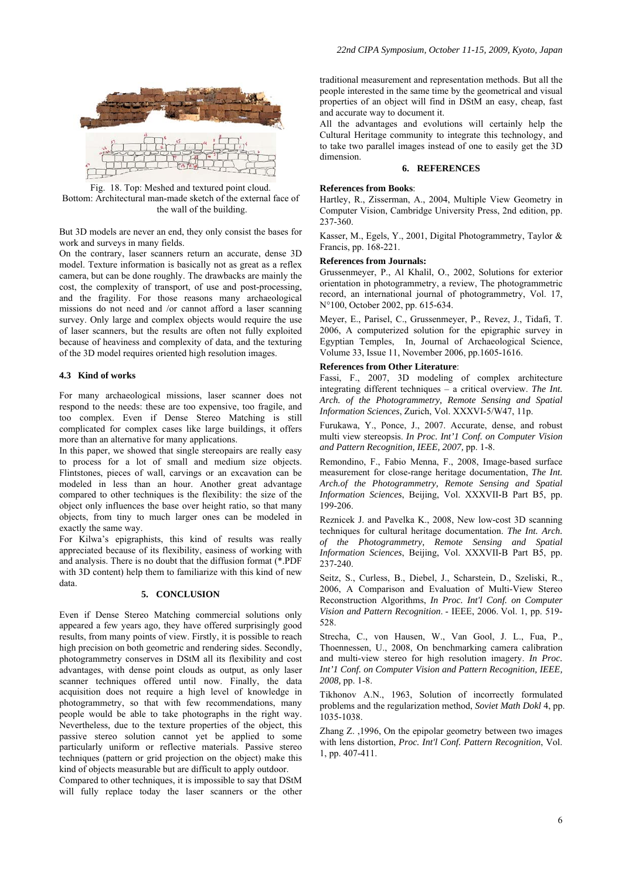Fig. 18. Top: Meshed and textured point cloud. Bottom: Architectural man-made sketch of the external face of the wall of the building.

But 3D models are never an end, they only consist the bases for work and surveys in many fields.

On the contrary, laser scanners return an accurate, dense 3D model. Texture information is basically not as great as a reflex camera, but can be done roughly. The drawbacks are mainly the cost, the complexity of transport, of use and post-processing, and the fragility. For those reasons many archaeological missions do not need and /or cannot afford a laser scanning survey. Only large and complex objects would require the use of laser scanners, but the results are often not fully exploited because of heaviness and complexity of data, and the texturing of the 3D model requires oriented high resolution images.

### 4.3 Kind of works

For many archaeological missions, laser scanner does not respond to the needs: these are too expensive, too fragile, and too complex. Even if Dense Stereo Matching is still complicated for complex cases like large buildings, it offers more than an alternative for many applications.

In this paper, we showed that single stereopairs are really easy to process for a lot of small and medium size objects. Flintstones, pieces of wall, carvings or an excavation can be modeled in less than an hour. Another great advantage compared to other techniques is the flexibility: the size of the object only influences the base over height ratio, so that many objects, from tiny to much larger ones can be modeled in exactly the same way.

For Kilwa's epigraphists, this kind of results was really appreciated because of its flexibility, easiness of working with and analysis. There is no doubt that the diffusion format (*.PDF with 3D content) help them to familiarize with this kind of new data.

## 5. CONCLUSION

Even if Dense Stereo Matching commercial solutions only appeared a few years ago, they have offered surprisingly good results, from many points of view. Firstly, it is possible to reach high precision on both geometric and rendering sides. Secondly, photogrammetry conserves in DStM all its flexibility and cost advantages, with dense point clouds as output, as only laser scanner techniques offered until now. Finally, the data acquisition does not require a high level of knowledge in photogrammetry, so that with few recommendations, many people would be able to take photographs in the right way. Nevertheless, due to the texture properties of the object, this passive stereo solution cannot yet be applied to some particularly uniform or reflective materials. Passive stereo techniques (pattern or grid projection on the object) make this kind of objects measurable but are difficult to apply outdoor.

Compared to other techniques, it is impossible to say that DStM will fully replace today the laser scanners or the other traditional measurement and representation methods. But all the people interested in the same time by the geometrical and visual properties of an object will find in DStM an easy, cheap, fast and accurate way to document it.

All the advantages and evolutions will certainly help the Cultural Heritage community to integrate this technology, and to take two parallel images instead of one to easily get the 3D dimension.

## 6. REFERENCES

**References from Books**:

Hartley, R., Zisserman, A., 2004, Multiple View Geometry in Computer Vision, Cambridge University Press, 2nd edition, pp. 237-360.

Kasser, M., Egels, Y., 2001, Digital Photogrammetry, Taylor & Francis, pp. 168-221.

**References from Journals:**

Grussenmeyer, P., Al Khalil, O., 2002, Solutions for exterior orientation in photogrammetry, a review, The photogrammetric record, an international journal of photogrammetry, Vol. 17, N°100, October 2002, pp. 615-634.

Meyer, E., Parisel, C., Grussenmeyer, P., Revez, J., Tidafi, T. 2006, A computerized solution for the epigraphic survey in Egyptian Temples, In, Journal of Archaeological Science, Volume 33, Issue 11, November 2006, pp.1605-1616.

**References from Other Literature**:

Fassi, F., 2007, 3D modeling of complex architecture integrating different techniques – a critical overview. *The Int. Arch. of the Photogrammetry, Remote Sensing and Spatial Information Sciences*, Zurich, Vol. XXXVI-5/W47, 11p.

Furukawa, Y., Ponce, J., 2007. Accurate, dense, and robust multi view stereopsis. *In Proc. Int'1 Conf. on Computer Vision and Pattern Recognition, IEEE, 2007,* pp. 1-8.

Remondino, F., Fabio Menna, F., 2008, Image-based surface measurement for close-range heritage documentation, *The Int. Arch.of the Photogrammetry, Remote Sensing and Spatial Information Sciences*, Beijing, Vol. XXXVII-B Part B5, pp. 199-206.

Reznicek J. and Pavelka K., 2008, New low-cost 3D scanning techniques for cultural heritage documentation. *The Int. Arch. of the Photogrammetry, Remote Sensing and Spatial Information Sciences*, Beijing, Vol. XXXVII-B Part B5, pp. 237-240.

Seitz, S., Curless, B., Diebel, J., Scharstein, D., Szeliski, R., 2006, A Comparison and Evaluation of Multi-View Stereo Reconstruction Algorithms, *In Proc. Int'l Conf. on Computer Vision and Pattern Recognition*. - IEEE, 2006. Vol. 1, pp. 519-528.

Strecha, C., von Hausen, W., Van Gool, J. L., Fua, P., Thoennessen, U., 2008, On benchmarking camera calibration and multi-view stereo for high resolution imagery. *In Proc. Int'1 Conf. on Computer Vision and Pattern Recognition, IEEE, 2008,* pp. 1-8.

Tikhonov A.N., 1963, Solution of incorrectly formulated problems and the regularization method, *Soviet Math Dokl* 4, pp. 1035-1038.

Zhang Z. ,1996, On the epipolar geometry between two images with lens distortion, *Proc. Int'l Conf. Pattern Recognition*, Vol. 1, pp. 407-411.